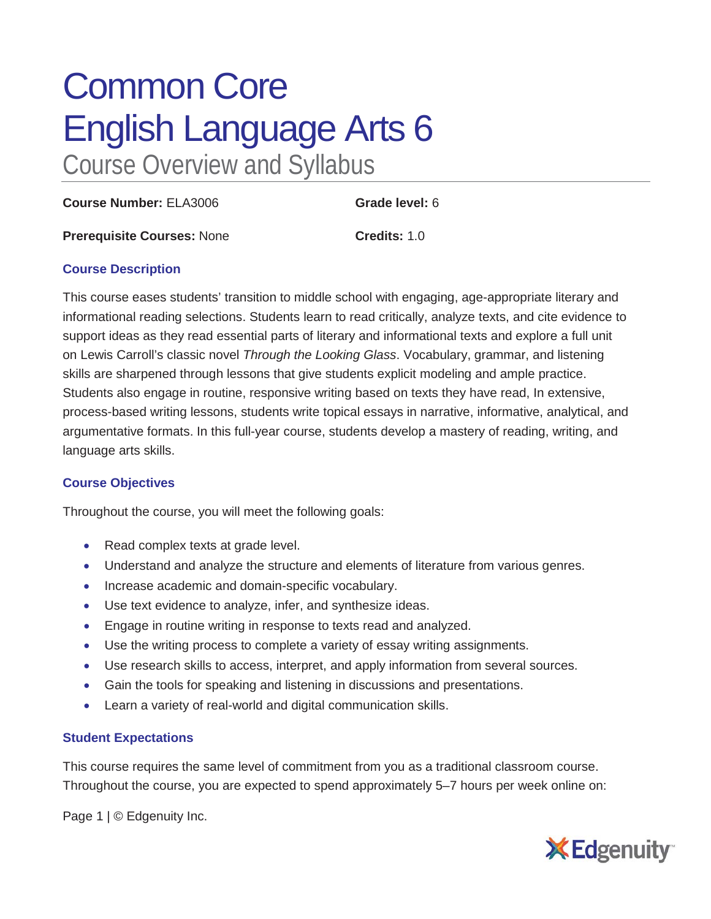# Common Core English Language Arts 6

## Course Overview and Syllabus

**Course Number:** ELA3006 **Grade level:** 6

**Prerequisite Courses:** None **Credits:** 1.0

### Course Description

This course eases students' transition to middle school with engaging, age-appropriate literary and informational reading selections. Students learn to read critically, analyze texts, and cite evidence to support ideas as they read essential parts of literary and informational texts and explore a full unit on Lewis Carroll's classic novel *Through the Looking Glass*. Vocabulary, grammar, and listening skills are sharpened through lessons that give students explicit modeling and ample practice. Students also engage in routine, responsive writing based on texts they have read, In extensive, process-based writing lessons, students write topical essays in narrative, informative, analytical, and argumentative formats. In this full-year course, students develop a mastery of reading, writing, and language arts skills.

### Course Objectives

Throughout the course, you will meet the following goals:

- Read complex texts at grade level.
- Understand and analyze the structure and elements of literature from various genres.
- Increase academic and domain-specific vocabulary.
- Use text evidence to analyze, infer, and synthesize ideas.
- Engage in routine writing in response to texts read and analyzed.
- Use the writing process to complete a variety of essay writing assignments.
- Use research skills to access, interpret, and apply information from several sources.
- Gain the tools for speaking and listening in discussions and presentations.
- Learn a variety of real-world and digital communication skills.

### Student Expectations

This course requires the same level of commitment from you as a traditional classroom course. Throughout the course, you are expected to spend approximately 5–7 hours per week online on: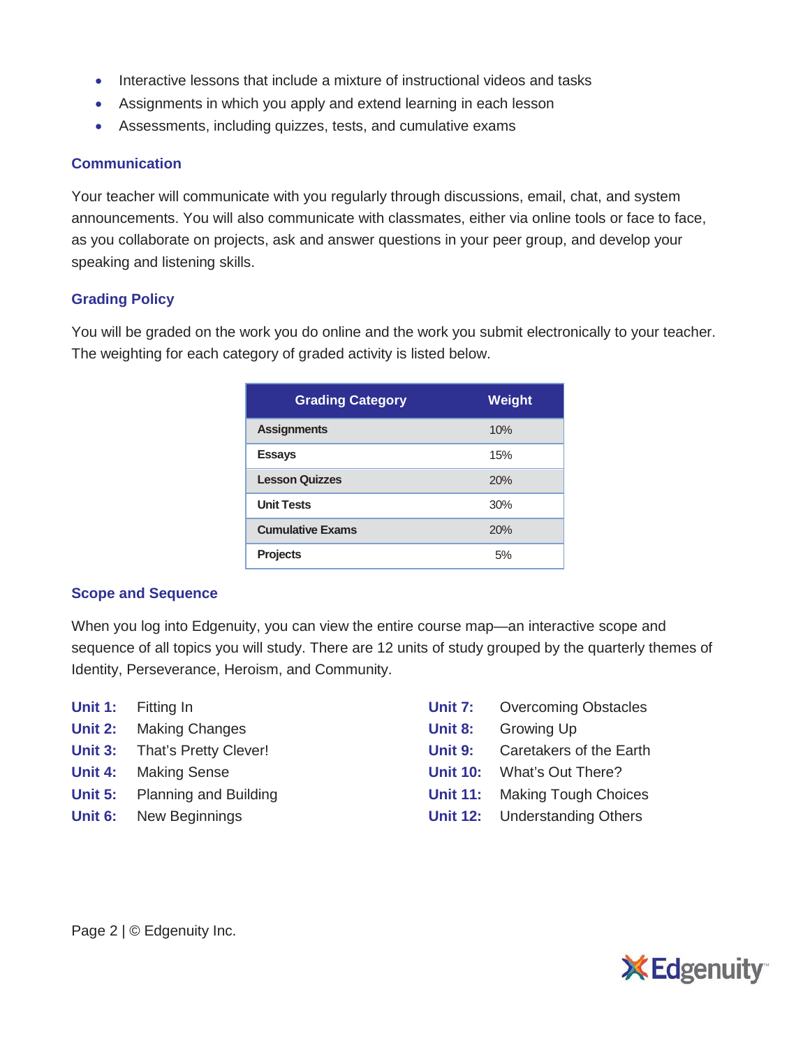- Interactive lessons that include a mixture of instructional videos and tasks
- Assignments in which you apply and extend learning in each lesson
- Assessments, including quizzes, tests, and cumulative exams

### Communication

Your teacher will communicate with you regularly through discussions, email, chat, and system announcements. You will also communicate with classmates, either via online tools or face to face, as you collaborate on projects, ask and answer questions in your peer group, and develop your speaking and listening skills.

### Grading Policy

You will be graded on the work you do online and the work you submit electronically to your teacher. The weighting for each category of graded activity is listed below.

| Grading Category | Weight |
|---|---|
| **Assignments** | 10% |
| **Essays** | 15% |
| **Lesson Quizzes** | 20% |
| **Unit Tests** | 30% |
| **Cumulative Exams** | 20% |
| **Projects** | 5% |

### Scope and Sequence

When you log into Edgenuity, you can view the entire course map—an interactive scope and sequence of all topics you will study. There are 12 units of study grouped by the quarterly themes of Identity, Perseverance, Heroism, and Community.

**Unit 1:** Fitting In
**Unit 2:** Making Changes
**Unit 3:** That's Pretty Clever!
**Unit 4:** Making Sense
**Unit 5:** Planning and Building
**Unit 6:** New Beginnings
**Unit 7:** Overcoming Obstacles
**Unit 8:** Growing Up
**Unit 9:** Caretakers of the Earth
**Unit 10:** What's Out There?
**Unit 11:** Making Tough Choices
**Unit 12:** Understanding Others